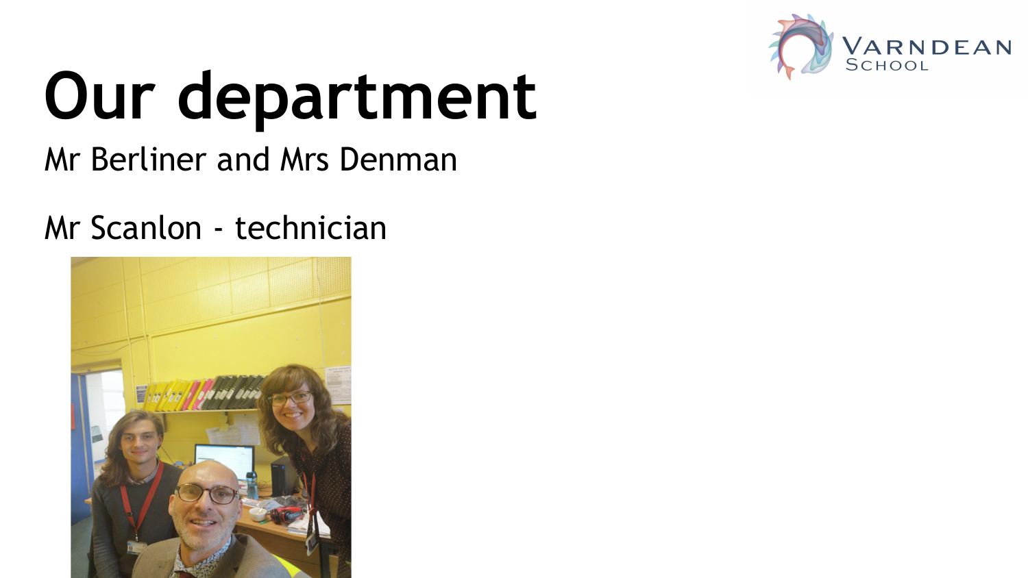# Our department

Mr Berliner and Mrs Denman

Mr Scanlon - technician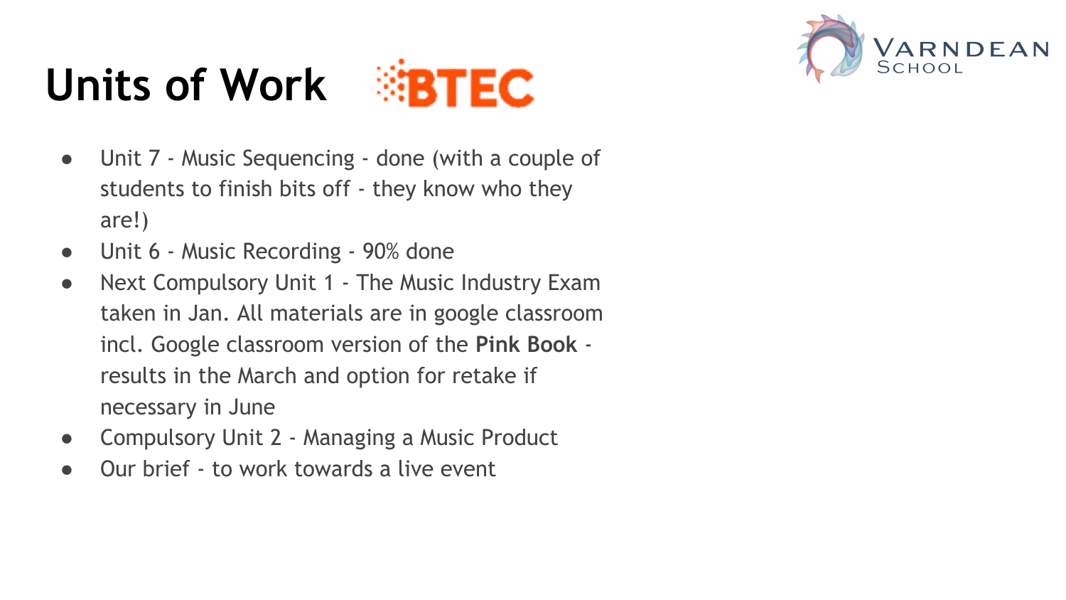# Units of Work BTEC

- Unit 7 - Music Sequencing - done (with a couple of students to finish bits off - they know who they are!)
- Unit 6 - Music Recording - 90% done
- Next Compulsory Unit 1 - The Music Industry Exam taken in Jan. All materials are in google classroom incl. Google classroom version of the **Pink Book** - results in the March and option for retake if necessary in June
- Compulsory Unit 2 - Managing a Music Product
- Our brief - to work towards a live event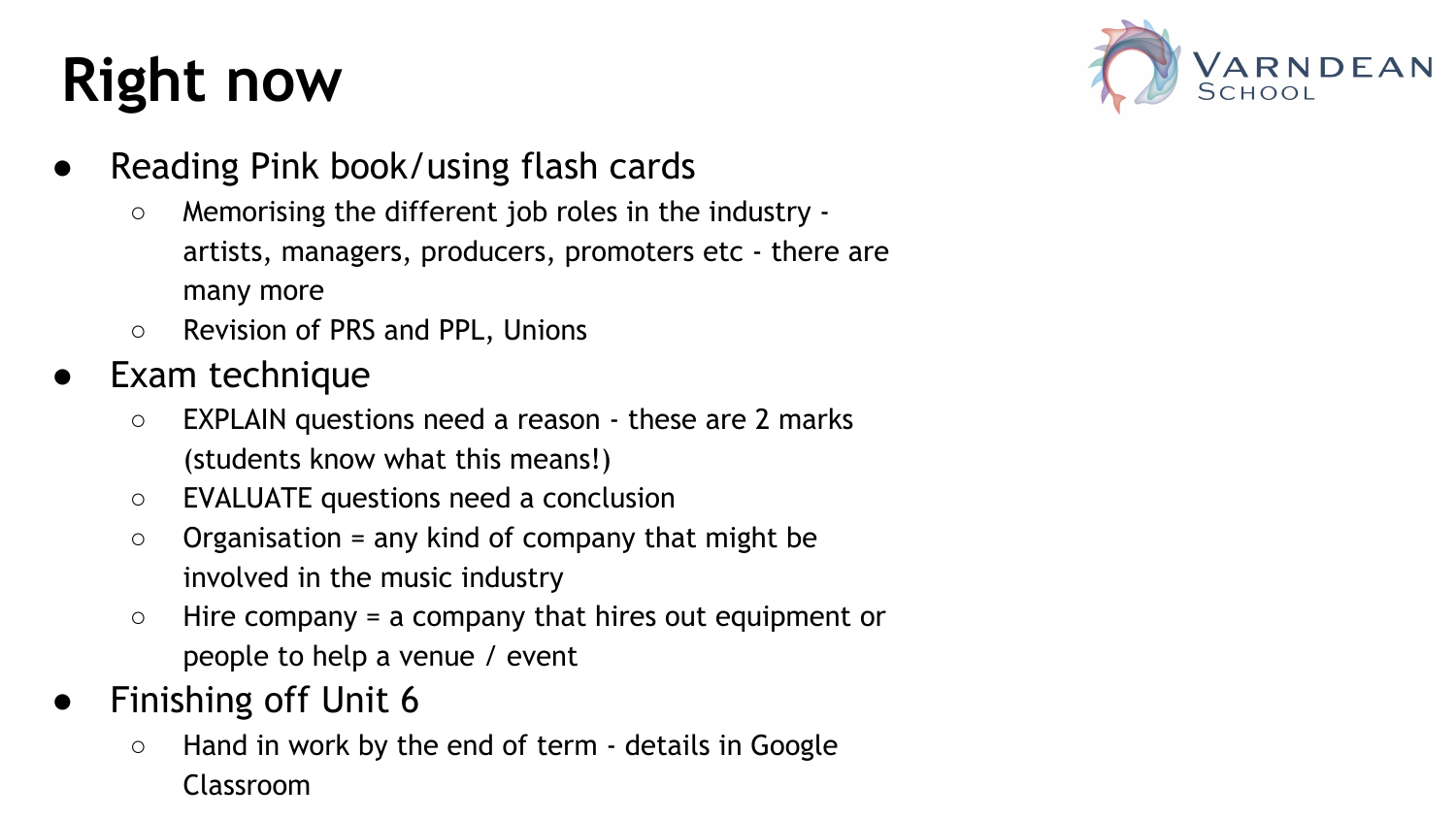# Right now

- Reading Pink book/using flash cards
  - Memorising the different job roles in the industry - artists, managers, producers, promoters etc - there are many more
  - Revision of PRS and PPL, Unions
- Exam technique
  - EXPLAIN questions need a reason - these are 2 marks (students know what this means!)
  - EVALUATE questions need a conclusion
  - Organisation = any kind of company that might be involved in the music industry
  - Hire company = a company that hires out equipment or people to help a venue / event
- Finishing off Unit 6
  - Hand in work by the end of term - details in Google Classroom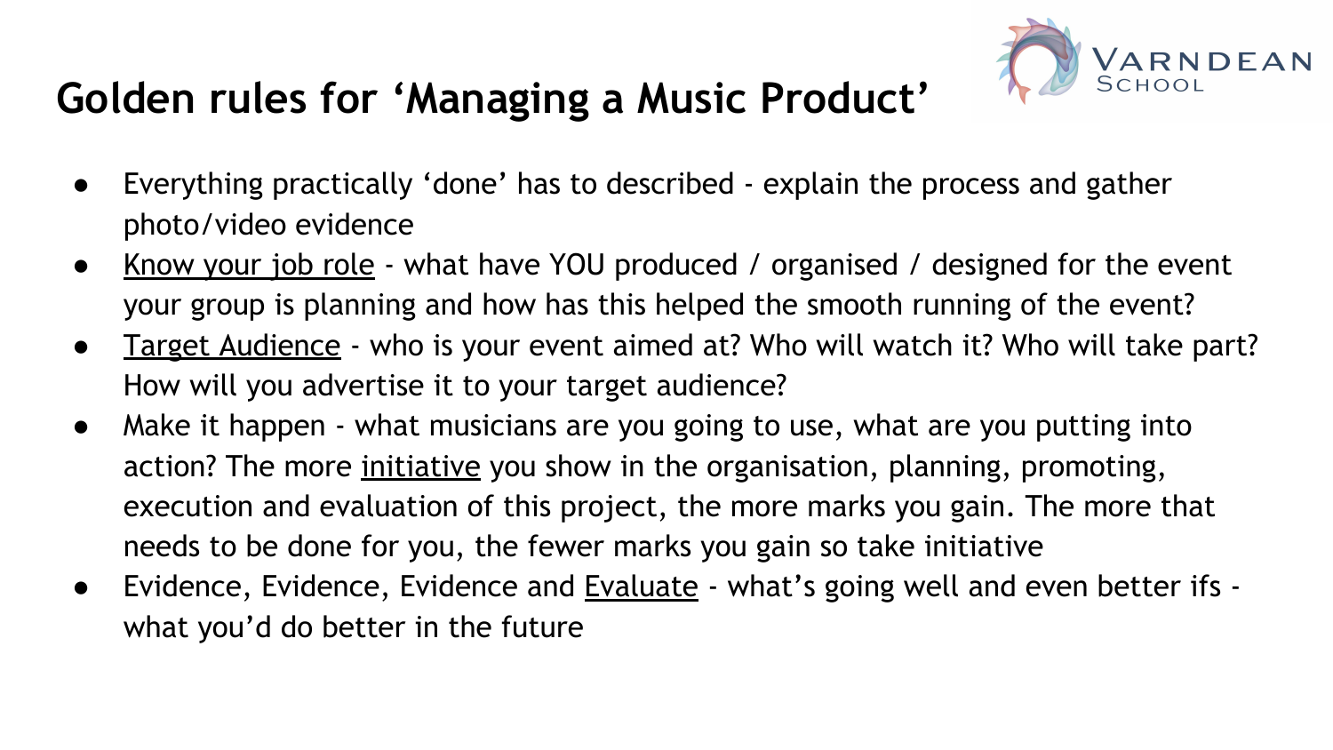# Golden rules for 'Managing a Music Product'

- Everything practically 'done' has to described - explain the process and gather photo/video evidence
- Know your job role - what have YOU produced / organised / designed for the event your group is planning and how has this helped the smooth running of the event?
- Target Audience - who is your event aimed at? Who will watch it? Who will take part? How will you advertise it to your target audience?
- Make it happen - what musicians are you going to use, what are you putting into action? The more initiative you show in the organisation, planning, promoting, execution and evaluation of this project, the more marks you gain. The more that needs to be done for you, the fewer marks you gain so take initiative
- Evidence, Evidence, Evidence and Evaluate - what's going well and even better ifs - what you'd do better in the future